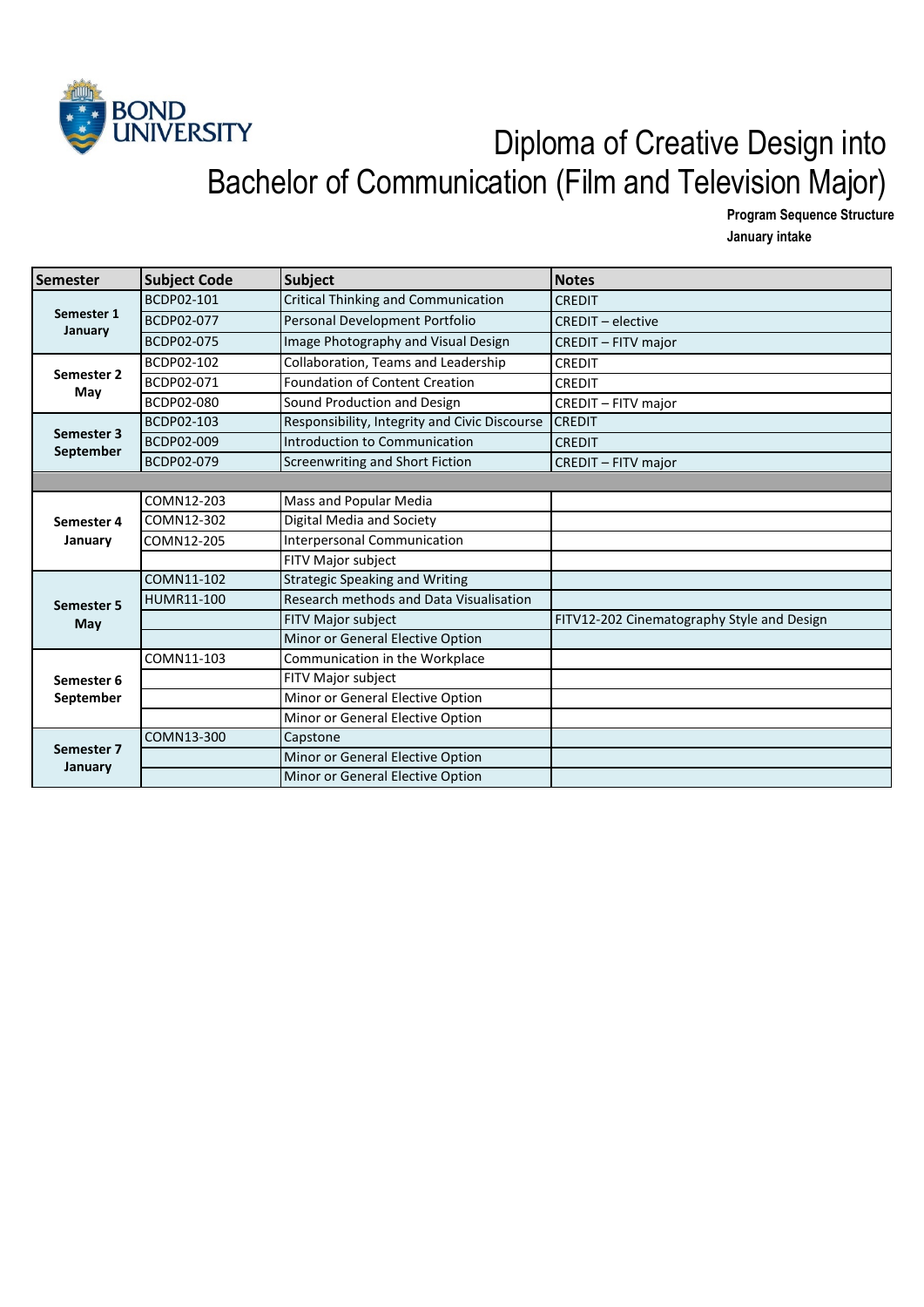BOND UNIVERSITY

# Diploma of Creative Design into Bachelor of Communication (Film and Television Major)

**Program Sequence Structure**
**January intake**

| Semester | Subject Code | Subject | Notes |
|---|---|---|---|
| **Semester 1 January** | BCDP02-101 | Critical Thinking and Communication | CREDIT |
| | BCDP02-077 | Personal Development Portfolio | CREDIT – elective |
| | BCDP02-075 | Image Photography and Visual Design | CREDIT – FITV major |
| **Semester 2 May** | BCDP02-102 | Collaboration, Teams and Leadership | CREDIT |
| | BCDP02-071 | Foundation of Content Creation | CREDIT |
| | BCDP02-080 | Sound Production and Design | CREDIT – FITV major |
| **Semester 3 September** | BCDP02-103 | Responsibility, Integrity and Civic Discourse | CREDIT |
| | BCDP02-009 | Introduction to Communication | CREDIT |
| | BCDP02-079 | Screenwriting and Short Fiction | CREDIT – FITV major |
| | | | |
| **Semester 4 January** | COMN12-203 | Mass and Popular Media | |
| | COMN12-302 | Digital Media and Society | |
| | COMN12-205 | Interpersonal Communication | |
| | | FITV Major subject | |
| **Semester 5 May** | COMN11-102 | Strategic Speaking and Writing | |
| | HUMR11-100 | Research methods and Data Visualisation | |
| | | FITV Major subject | FITV12-202 Cinematography Style and Design |
| | | Minor or General Elective Option | |
| **Semester 6 September** | COMN11-103 | Communication in the Workplace | |
| | | FITV Major subject | |
| | | Minor or General Elective Option | |
| | | Minor or General Elective Option | |
| **Semester 7 January** | COMN13-300 | Capstone | |
| | | Minor or General Elective Option | |
| | | Minor or General Elective Option | |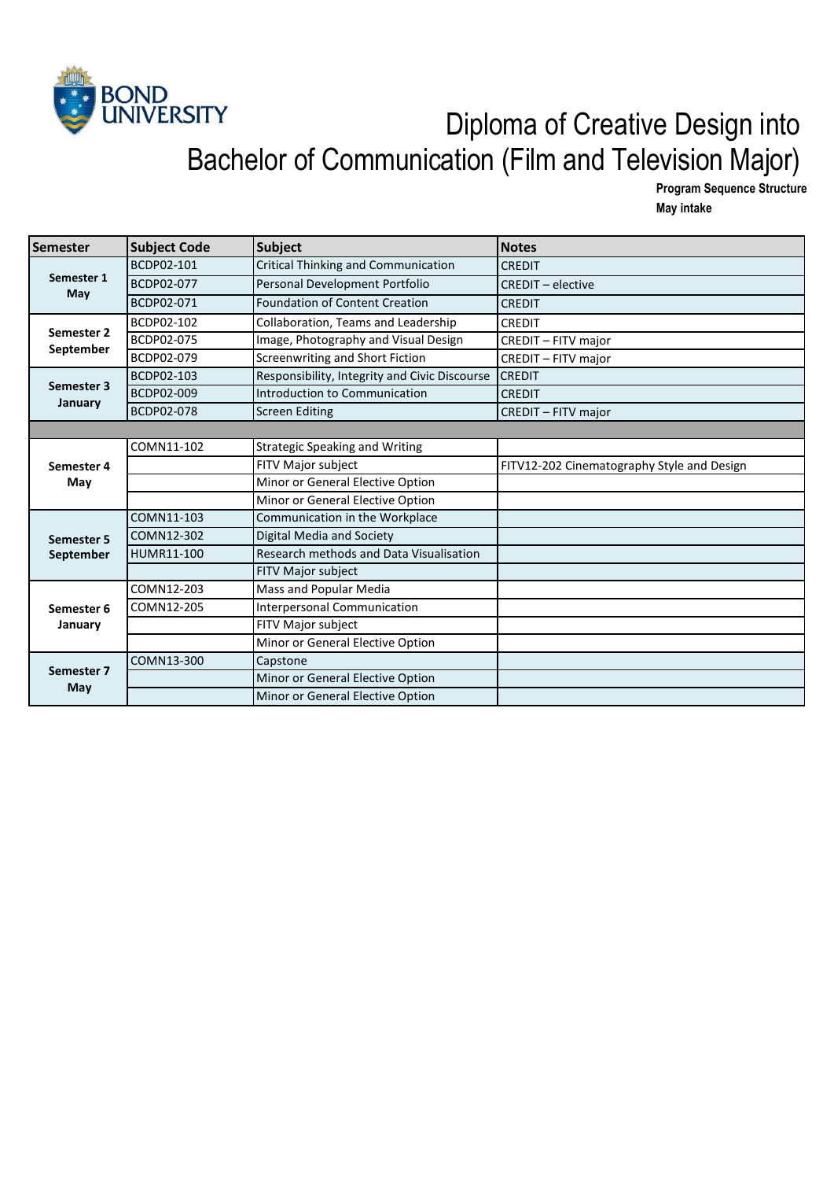# Diploma of Creative Design into Bachelor of Communication (Film and Television Major)

**Program Sequence Structure**

**May intake**

| Semester | Subject Code | Subject | Notes |
|---|---|---|---|
| **Semester 1 May** | BCDP02-101 | Critical Thinking and Communication | CREDIT |
| | BCDP02-077 | Personal Development Portfolio | CREDIT – elective |
| | BCDP02-071 | Foundation of Content Creation | CREDIT |
| **Semester 2 September** | BCDP02-102 | Collaboration, Teams and Leadership | CREDIT |
| | BCDP02-075 | Image, Photography and Visual Design | CREDIT – FITV major |
| | BCDP02-079 | Screenwriting and Short Fiction | CREDIT – FITV major |
| **Semester 3 January** | BCDP02-103 | Responsibility, Integrity and Civic Discourse | CREDIT |
| | BCDP02-009 | Introduction to Communication | CREDIT |
| | BCDP02-078 | Screen Editing | CREDIT – FITV major |
| | | | |
| **Semester 4 May** | COMN11-102 | Strategic Speaking and Writing | |
| | | FITV Major subject | FITV12-202 Cinematography Style and Design |
| | | Minor or General Elective Option | |
| | | Minor or General Elective Option | |
| **Semester 5 September** | COMN11-103 | Communication in the Workplace | |
| | COMN12-302 | Digital Media and Society | |
| | HUMR11-100 | Research methods and Data Visualisation | |
| | | FITV Major subject | |
| **Semester 6 January** | COMN12-203 | Mass and Popular Media | |
| | COMN12-205 | Interpersonal Communication | |
| | | FITV Major subject | |
| | | Minor or General Elective Option | |
| **Semester 7 May** | COMN13-300 | Capstone | |
| | | Minor or General Elective Option | |
| | | Minor or General Elective Option | |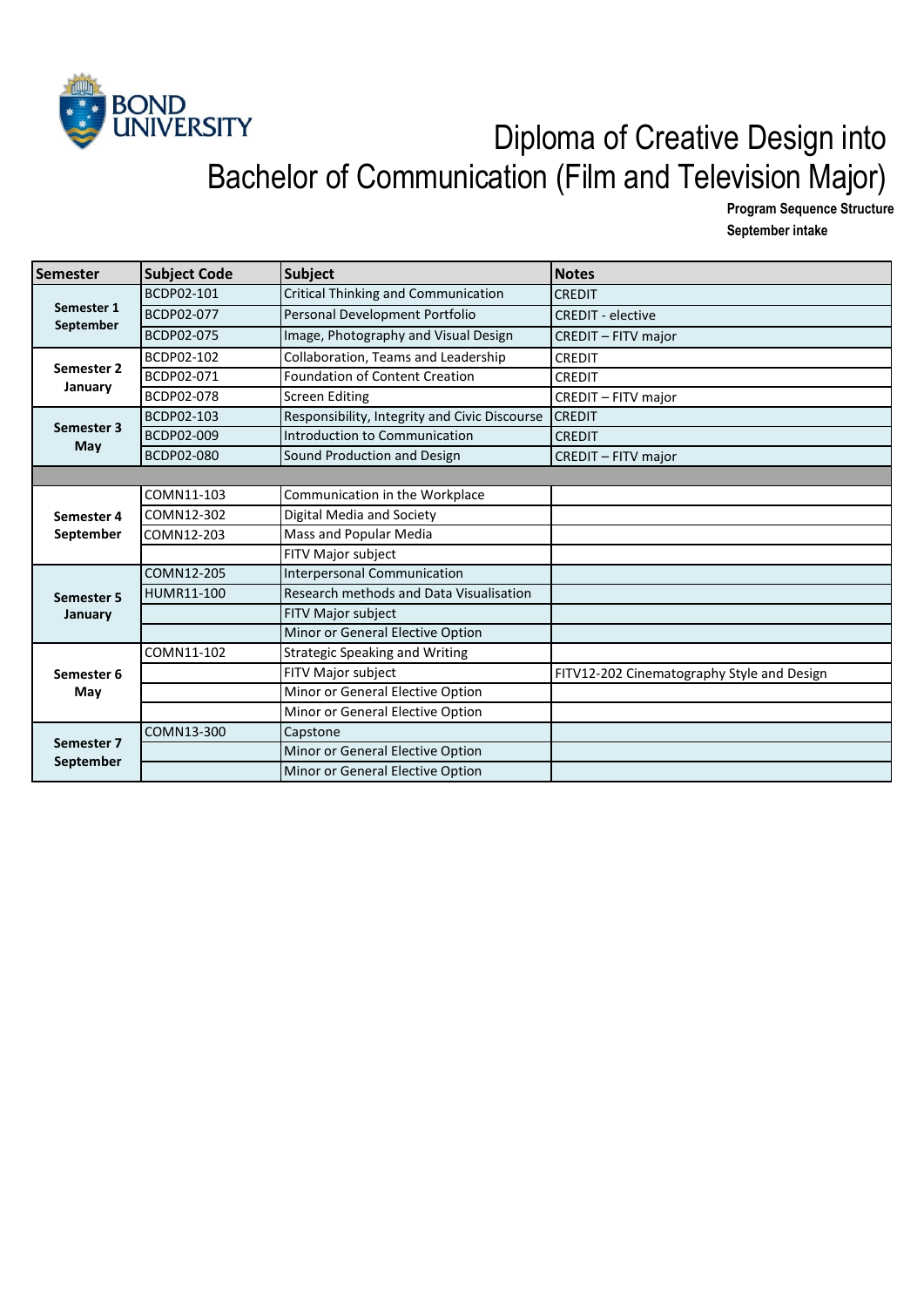# Diploma of Creative Design into Bachelor of Communication (Film and Television Major)

**Program Sequence Structure**

**September intake**

| Semester | Subject Code | Subject | Notes |
|---|---|---|---|
| **Semester 1 September** | BCDP02-101 | Critical Thinking and Communication | CREDIT |
| | BCDP02-077 | Personal Development Portfolio | CREDIT - elective |
| | BCDP02-075 | Image, Photography and Visual Design | CREDIT – FITV major |
| **Semester 2 January** | BCDP02-102 | Collaboration, Teams and Leadership | CREDIT |
| | BCDP02-071 | Foundation of Content Creation | CREDIT |
| | BCDP02-078 | Screen Editing | CREDIT – FITV major |
| **Semester 3 May** | BCDP02-103 | Responsibility, Integrity and Civic Discourse | CREDIT |
| | BCDP02-009 | Introduction to Communication | CREDIT |
| | BCDP02-080 | Sound Production and Design | CREDIT – FITV major |
| | | | |
| **Semester 4 September** | COMN11-103 | Communication in the Workplace | |
| | COMN12-302 | Digital Media and Society | |
| | COMN12-203 | Mass and Popular Media | |
| | | FITV Major subject | |
| **Semester 5 January** | COMN12-205 | Interpersonal Communication | |
| | HUMR11-100 | Research methods and Data Visualisation | |
| | | FITV Major subject | |
| | | Minor or General Elective Option | |
| **Semester 6 May** | COMN11-102 | Strategic Speaking and Writing | |
| | | FITV Major subject | FITV12-202 Cinematography Style and Design |
| | | Minor or General Elective Option | |
| | | Minor or General Elective Option | |
| **Semester 7 September** | COMN13-300 | Capstone | |
| | | Minor or General Elective Option | |
| | | Minor or General Elective Option | |